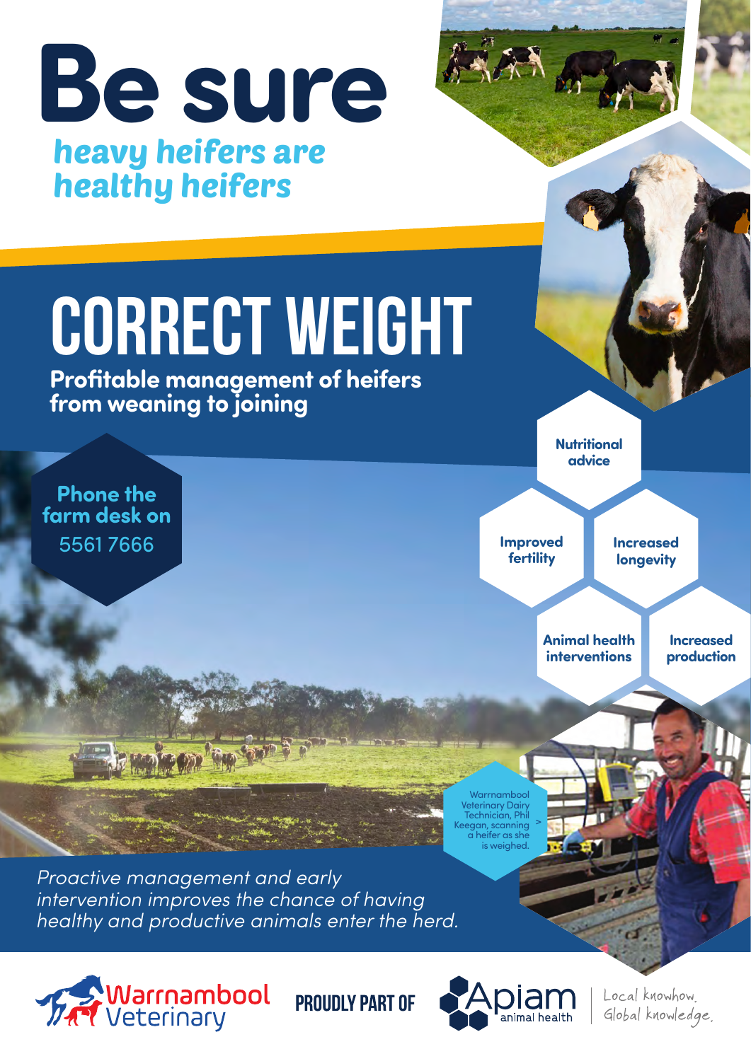# Be sure

## *heavy heifers are healthy heifers*

# CORRECT WEIGHT

**Profitable management of heifers from weaning to joining**

**Phone the farm desk on** 5561 7666

- **Nutritional advice**
- **Improved fertility**
- **Increased longevity**
- **Animal health interventions**
- **Increased production**

Warrnambool Veterinary Dairy Technician, Phil Keegan, scanning a heifer as she is weighed. >

*Proactive management and early intervention improves the chance of having healthy and productive animals enter the herd.*

Warrnambool Veterinary **PROUDLY PART OF** Apiam animal health

Local knowhow. Global knowledge.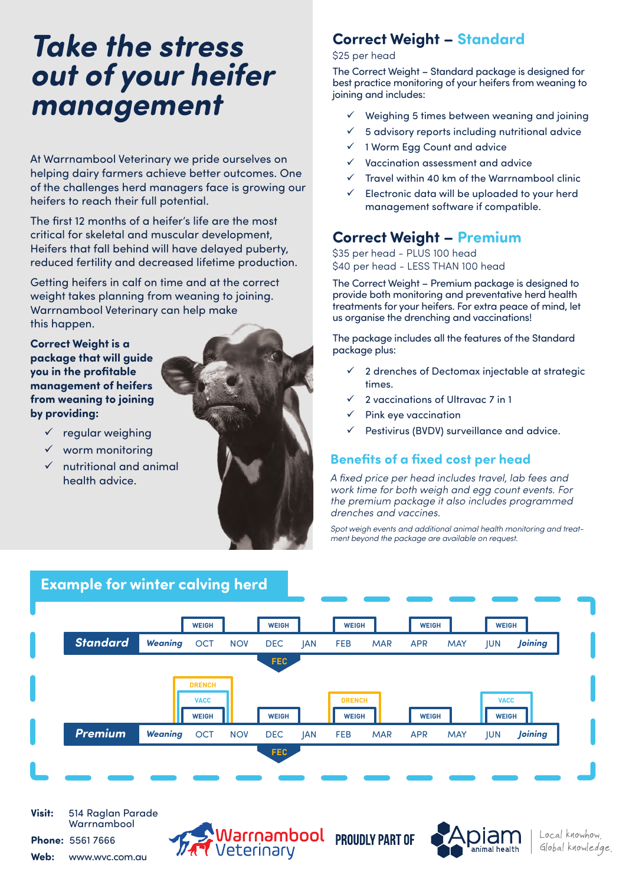# Take the stress out of your heifer management

At Warrnambool Veterinary we pride ourselves on helping dairy farmers achieve better outcomes. One of the challenges herd managers face is growing our heifers to reach their full potential.

The first 12 months of a heifer's life are the most critical for skeletal and muscular development, Heifers that fall behind will have delayed puberty, reduced fertility and decreased lifetime production.

Getting heifers in calf on time and at the correct weight takes planning from weaning to joining. Warrnambool Veterinary can help make this happen.

**Correct Weight is a package that will guide you in the profitable management of heifers from weaning to joining by providing:**

- ✓ regular weighing
- ✓ worm monitoring
- ✓ nutritional and animal health advice.

## Correct Weight – Standard

$25 per head

The Correct Weight – Standard package is designed for best practice monitoring of your heifers from weaning to joining and includes:

- ✓ Weighing 5 times between weaning and joining
- ✓ 5 advisory reports including nutritional advice
- ✓ 1 Worm Egg Count and advice
- ✓ Vaccination assessment and advice
- ✓ Travel within 40 km of the Warrnambool clinic
- ✓ Electronic data will be uploaded to your herd management software if compatible.

## Correct Weight – Premium

$35 per head - PLUS 100 head
$40 per head - LESS THAN 100 head

The Correct Weight – Premium package is designed to provide both monitoring and preventative herd health treatments for your heifers. For extra peace of mind, let us organise the drenching and vaccinations!

The package includes all the features of the Standard package plus:

- ✓ 2 drenches of Dectomax injectable at strategic times.
- ✓ 2 vaccinations of Ultravac 7 in 1
- ✓ Pink eye vaccination
- ✓ Pestivirus (BVDV) surveillance and advice.

## Benefits of a fixed cost per head

*A fixed price per head includes travel, lab fees and work time for both weigh and egg count events. For the premium package it also includes programmed drenches and vaccines.*

*Spot weigh events and additional animal health monitoring and treatment beyond the package are available on request.*

## Example for winter calving herd

| | Weaning | OCT | NOV | DEC | JAN | FEB | MAR | APR | MAY | JUN | Joining |
|---|---|---|---|---|---|---|---|---|---|---|---|
| **Standard** | | WEIGH | | WEIGH, FEC | | WEIGH | | WEIGH | | WEIGH | |
| **Premium** | | DRENCH, VACC, WEIGH | | WEIGH, FEC | | DRENCH, WEIGH | | WEIGH | | VACC, WEIGH | |

**Visit:** 514 Raglan Parade Warrnambool
**Phone:** 5561 7666
**Web:** www.wvc.com.au

Warrnambool Veterinary PROUDLY PART OF Apiam animal health — Local knowhow. Global knowledge.